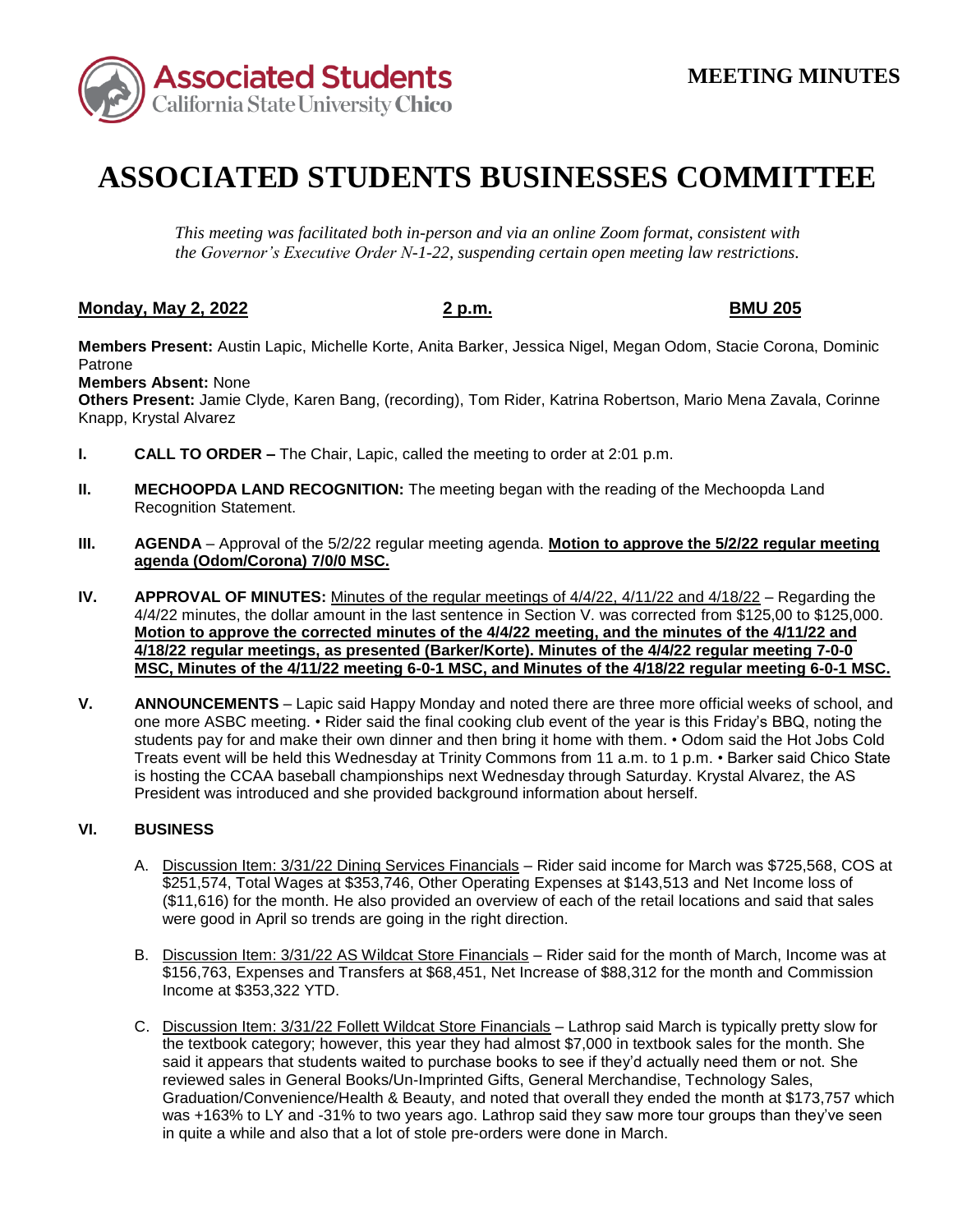**MEETING MINUTES**

# ASSOCIATED STUDENTS BUSINESSES COMMITTEE

*This meeting was facilitated both in-person and via an online Zoom format, consistent with the Governor's Executive Order N-1-22, suspending certain open meeting law restrictions.*

**Monday, May 2, 2022** **2 p.m.** **BMU 205**

**Members Present:** Austin Lapic, Michelle Korte, Anita Barker, Jessica Nigel, Megan Odom, Stacie Corona, Dominic Patrone
**Members Absent:** None
**Others Present:** Jamie Clyde, Karen Bang, (recording), Tom Rider, Katrina Robertson, Mario Mena Zavala, Corinne Knapp, Krystal Alvarez

**I. CALL TO ORDER –** The Chair, Lapic, called the meeting to order at 2:01 p.m.

**II. MECHOOPDA LAND RECOGNITION:** The meeting began with the reading of the Mechoopda Land Recognition Statement.

**III. AGENDA** – Approval of the 5/2/22 regular meeting agenda. **Motion to approve the 5/2/22 regular meeting agenda (Odom/Corona) 7/0/0 MSC.**

**IV. APPROVAL OF MINUTES:** Minutes of the regular meetings of 4/4/22, 4/11/22 and 4/18/22 – Regarding the 4/4/22 minutes, the dollar amount in the last sentence in Section V. was corrected from $125,00 to $125,000. **Motion to approve the corrected minutes of the 4/4/22 meeting, and the minutes of the 4/11/22 and 4/18/22 regular meetings, as presented (Barker/Korte). Minutes of the 4/4/22 regular meeting 7-0-0 MSC, Minutes of the 4/11/22 meeting 6-0-1 MSC, and Minutes of the 4/18/22 regular meeting 6-0-1 MSC.**

**V. ANNOUNCEMENTS** – Lapic said Happy Monday and noted there are three more official weeks of school, and one more ASBC meeting. • Rider said the final cooking club event of the year is this Friday's BBQ, noting the students pay for and make their own dinner and then bring it home with them. • Odom said the Hot Jobs Cold Treats event will be held this Wednesday at Trinity Commons from 11 a.m. to 1 p.m. • Barker said Chico State is hosting the CCAA baseball championships next Wednesday through Saturday. Krystal Alvarez, the AS President was introduced and she provided background information about herself.

**VI. BUSINESS**

A. Discussion Item: 3/31/22 Dining Services Financials – Rider said income for March was $725,568, COS at $251,574, Total Wages at $353,746, Other Operating Expenses at $143,513 and Net Income loss of ($11,616) for the month. He also provided an overview of each of the retail locations and said that sales were good in April so trends are going in the right direction.

B. Discussion Item: 3/31/22 AS Wildcat Store Financials – Rider said for the month of March, Income was at $156,763, Expenses and Transfers at $68,451, Net Increase of $88,312 for the month and Commission Income at $353,322 YTD.

C. Discussion Item: 3/31/22 Follett Wildcat Store Financials – Lathrop said March is typically pretty slow for the textbook category; however, this year they had almost $7,000 in textbook sales for the month. She said it appears that students waited to purchase books to see if they'd actually need them or not. She reviewed sales in General Books/Un-Imprinted Gifts, General Merchandise, Technology Sales, Graduation/Convenience/Health & Beauty, and noted that overall they ended the month at $173,757 which was +163% to LY and -31% to two years ago. Lathrop said they saw more tour groups than they've seen in quite a while and also that a lot of stole pre-orders were done in March.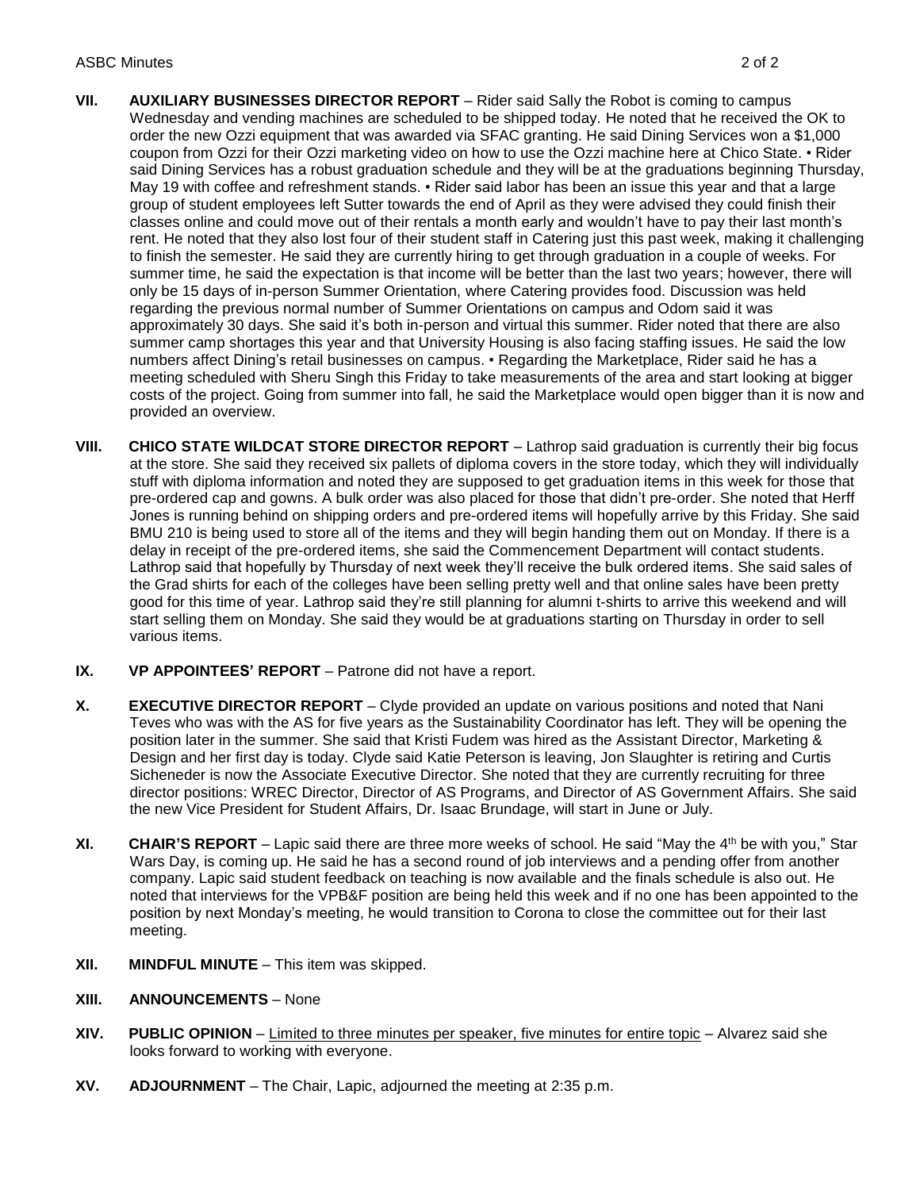**VII. AUXILIARY BUSINESSES DIRECTOR REPORT** – Rider said Sally the Robot is coming to campus Wednesday and vending machines are scheduled to be shipped today. He noted that he received the OK to order the new Ozzi equipment that was awarded via SFAC granting. He said Dining Services won a $1,000 coupon from Ozzi for their Ozzi marketing video on how to use the Ozzi machine here at Chico State. • Rider said Dining Services has a robust graduation schedule and they will be at the graduations beginning Thursday, May 19 with coffee and refreshment stands. • Rider said labor has been an issue this year and that a large group of student employees left Sutter towards the end of April as they were advised they could finish their classes online and could move out of their rentals a month early and wouldn't have to pay their last month's rent. He noted that they also lost four of their student staff in Catering just this past week, making it challenging to finish the semester. He said they are currently hiring to get through graduation in a couple of weeks. For summer time, he said the expectation is that income will be better than the last two years; however, there will only be 15 days of in-person Summer Orientation, where Catering provides food. Discussion was held regarding the previous normal number of Summer Orientations on campus and Odom said it was approximately 30 days. She said it's both in-person and virtual this summer. Rider noted that there are also summer camp shortages this year and that University Housing is also facing staffing issues. He said the low numbers affect Dining's retail businesses on campus. • Regarding the Marketplace, Rider said he has a meeting scheduled with Sheru Singh this Friday to take measurements of the area and start looking at bigger costs of the project. Going from summer into fall, he said the Marketplace would open bigger than it is now and provided an overview.

**VIII. CHICO STATE WILDCAT STORE DIRECTOR REPORT** – Lathrop said graduation is currently their big focus at the store. She said they received six pallets of diploma covers in the store today, which they will individually stuff with diploma information and noted they are supposed to get graduation items in this week for those that pre-ordered cap and gowns. A bulk order was also placed for those that didn't pre-order. She noted that Herff Jones is running behind on shipping orders and pre-ordered items will hopefully arrive by this Friday. She said BMU 210 is being used to store all of the items and they will begin handing them out on Monday. If there is a delay in receipt of the pre-ordered items, she said the Commencement Department will contact students. Lathrop said that hopefully by Thursday of next week they'll receive the bulk ordered items. She said sales of the Grad shirts for each of the colleges have been selling pretty well and that online sales have been pretty good for this time of year. Lathrop said they're still planning for alumni t-shirts to arrive this weekend and will start selling them on Monday. She said they would be at graduations starting on Thursday in order to sell various items.

**IX. VP APPOINTEES' REPORT** – Patrone did not have a report.

**X. EXECUTIVE DIRECTOR REPORT** – Clyde provided an update on various positions and noted that Nani Teves who was with the AS for five years as the Sustainability Coordinator has left. They will be opening the position later in the summer. She said that Kristi Fudem was hired as the Assistant Director, Marketing & Design and her first day is today. Clyde said Katie Peterson is leaving, Jon Slaughter is retiring and Curtis Sicheneder is now the Associate Executive Director. She noted that they are currently recruiting for three director positions: WREC Director, Director of AS Programs, and Director of AS Government Affairs. She said the new Vice President for Student Affairs, Dr. Isaac Brundage, will start in June or July.

**XI. CHAIR'S REPORT** – Lapic said there are three more weeks of school. He said "May the 4th be with you," Star Wars Day, is coming up. He said he has a second round of job interviews and a pending offer from another company. Lapic said student feedback on teaching is now available and the finals schedule is also out. He noted that interviews for the VPB&F position are being held this week and if no one has been appointed to the position by next Monday's meeting, he would transition to Corona to close the committee out for their last meeting.

**XII. MINDFUL MINUTE** – This item was skipped.

**XIII. ANNOUNCEMENTS** – None

**XIV. PUBLIC OPINION** – Limited to three minutes per speaker, five minutes for entire topic – Alvarez said she looks forward to working with everyone.

**XV. ADJOURNMENT** – The Chair, Lapic, adjourned the meeting at 2:35 p.m.